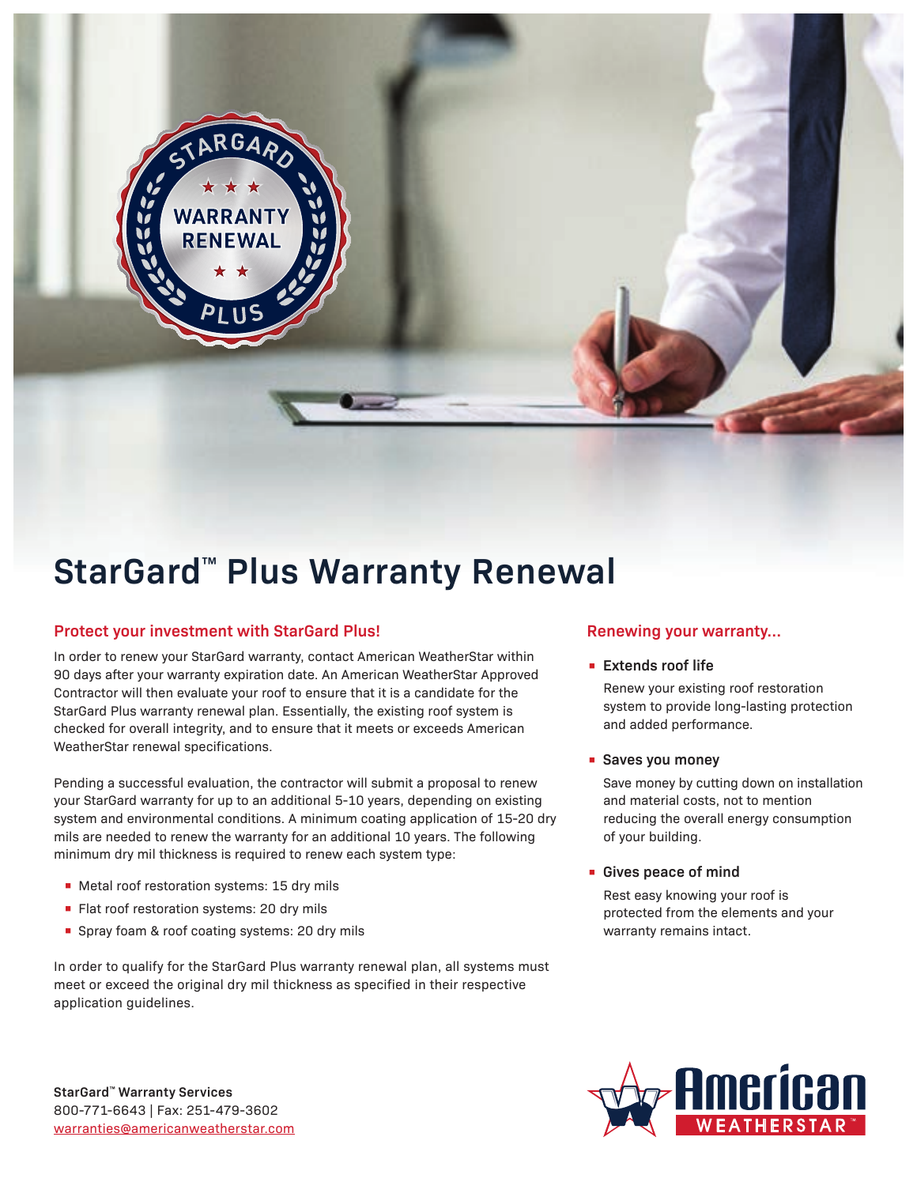# StarGard™ Plus Warranty Renewal

## Protect your investment with StarGard Plus!

In order to renew your StarGard warranty, contact American WeatherStar within 90 days after your warranty expiration date. An American WeatherStar Approved Contractor will then evaluate your roof to ensure that it is a candidate for the StarGard Plus warranty renewal plan. Essentially, the existing roof system is checked for overall integrity, and to ensure that it meets or exceeds American WeatherStar renewal specifications.

Pending a successful evaluation, the contractor will submit a proposal to renew your StarGard warranty for up to an additional 5-10 years, depending on existing system and environmental conditions. A minimum coating application of 15-20 dry mils are needed to renew the warranty for an additional 10 years. The following minimum dry mil thickness is required to renew each system type:

- Metal roof restoration systems: 15 dry mils
- Flat roof restoration systems: 20 dry mils
- Spray foam & roof coating systems: 20 dry mils

In order to qualify for the StarGard Plus warranty renewal plan, all systems must meet or exceed the original dry mil thickness as specified in their respective application guidelines.

## Renewing your warranty...

- **Extends roof life**

  Renew your existing roof restoration system to provide long-lasting protection and added performance.

- **Saves you money**

  Save money by cutting down on installation and material costs, not to mention reducing the overall energy consumption of your building.

- **Gives peace of mind**

  Rest easy knowing your roof is protected from the elements and your warranty remains intact.

**StarGard™ Warranty Services**
800-771-6643 | Fax: 251-479-3602
warranties@americanweatherstar.com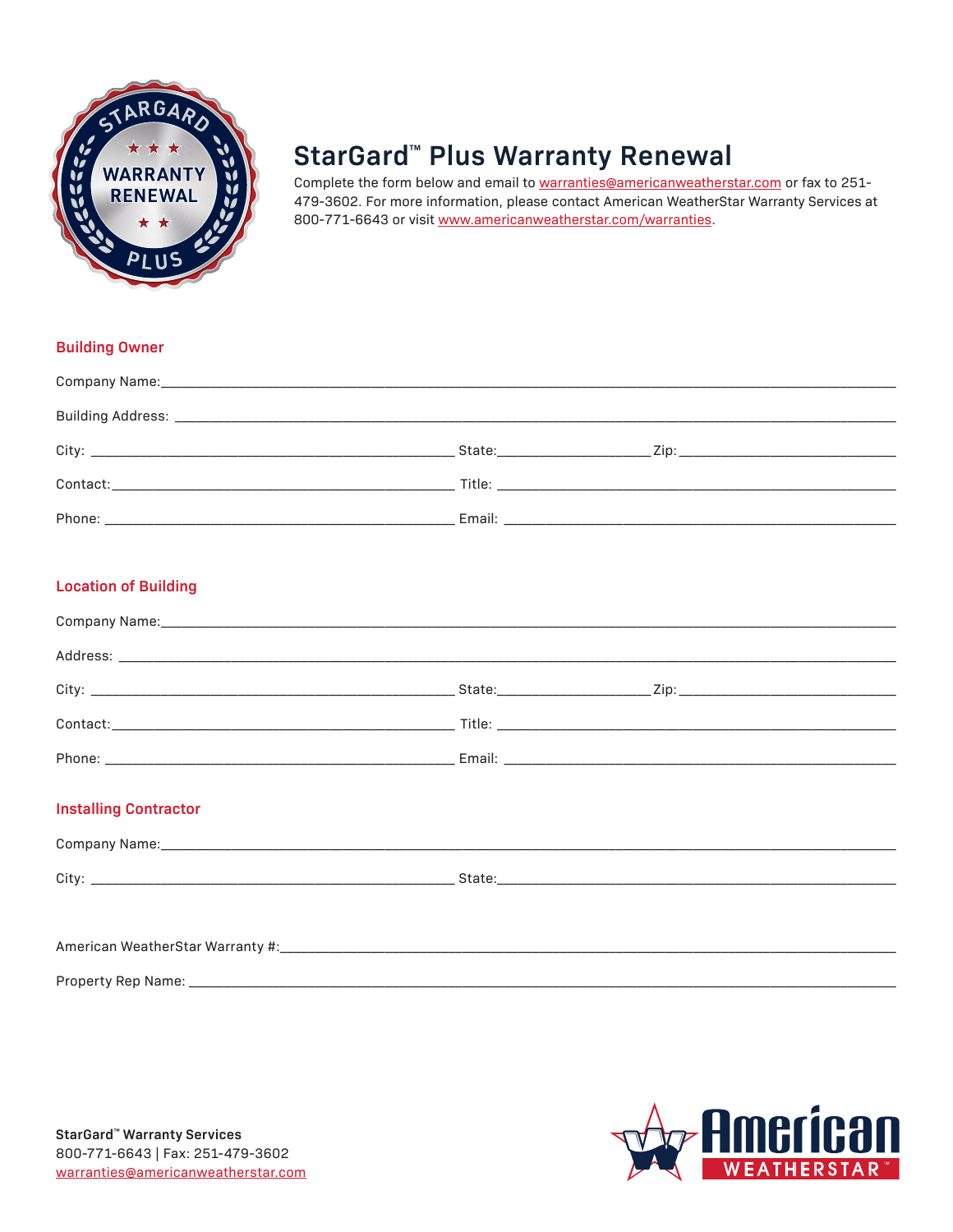# StarGard™ Plus Warranty Renewal

Complete the form below and email to warranties@americanweatherstar.com or fax to 251-479-3602. For more information, please contact American WeatherStar Warranty Services at 800-771-6643 or visit www.americanweatherstar.com/warranties.

## Building Owner

Company Name:\_\_\_\_\_\_\_\_\_\_\_\_\_\_\_\_\_\_\_\_\_\_\_\_\_\_\_\_\_\_\_\_\_\_\_\_\_\_\_\_

Building Address: \_\_\_\_\_\_\_\_\_\_\_\_\_\_\_\_\_\_\_\_\_\_\_\_\_\_\_\_\_\_\_\_\_\_\_\_\_\_\_\_

City: \_\_\_\_\_\_\_\_\_\_\_\_\_\_\_\_\_\_\_\_ State:\_\_\_\_\_\_\_\_\_\_ Zip: \_\_\_\_\_\_\_\_\_\_\_\_\_\_

Contact:\_\_\_\_\_\_\_\_\_\_\_\_\_\_\_\_\_\_\_\_ Title: \_\_\_\_\_\_\_\_\_\_\_\_\_\_\_\_\_\_\_\_

Phone: \_\_\_\_\_\_\_\_\_\_\_\_\_\_\_\_\_\_\_\_ Email: \_\_\_\_\_\_\_\_\_\_\_\_\_\_\_\_\_\_\_\_

## Location of Building

Company Name:\_\_\_\_\_\_\_\_\_\_\_\_\_\_\_\_\_\_\_\_\_\_\_\_\_\_\_\_\_\_\_\_\_\_\_\_\_\_\_\_

Address: \_\_\_\_\_\_\_\_\_\_\_\_\_\_\_\_\_\_\_\_\_\_\_\_\_\_\_\_\_\_\_\_\_\_\_\_\_\_\_\_

City: \_\_\_\_\_\_\_\_\_\_\_\_\_\_\_\_\_\_\_\_ State:\_\_\_\_\_\_\_\_\_\_ Zip: \_\_\_\_\_\_\_\_\_\_\_\_\_\_

Contact:\_\_\_\_\_\_\_\_\_\_\_\_\_\_\_\_\_\_\_\_ Title: \_\_\_\_\_\_\_\_\_\_\_\_\_\_\_\_\_\_\_\_

Phone: \_\_\_\_\_\_\_\_\_\_\_\_\_\_\_\_\_\_\_\_ Email: \_\_\_\_\_\_\_\_\_\_\_\_\_\_\_\_\_\_\_\_

## Installing Contractor

Company Name:\_\_\_\_\_\_\_\_\_\_\_\_\_\_\_\_\_\_\_\_\_\_\_\_\_\_\_\_\_\_\_\_\_\_\_\_\_\_\_\_

City: \_\_\_\_\_\_\_\_\_\_\_\_\_\_\_\_\_\_\_\_ State:\_\_\_\_\_\_\_\_\_\_\_\_\_\_\_\_\_\_\_\_

American WeatherStar Warranty #:\_\_\_\_\_\_\_\_\_\_\_\_\_\_\_\_\_\_\_\_\_\_\_\_\_\_\_\_\_\_\_\_

Property Rep Name: \_\_\_\_\_\_\_\_\_\_\_\_\_\_\_\_\_\_\_\_\_\_\_\_\_\_\_\_\_\_\_\_\_\_\_\_\_\_\_\_

**StarGard™ Warranty Services**
800-771-6643 | Fax: 251-479-3602
warranties@americanweatherstar.com